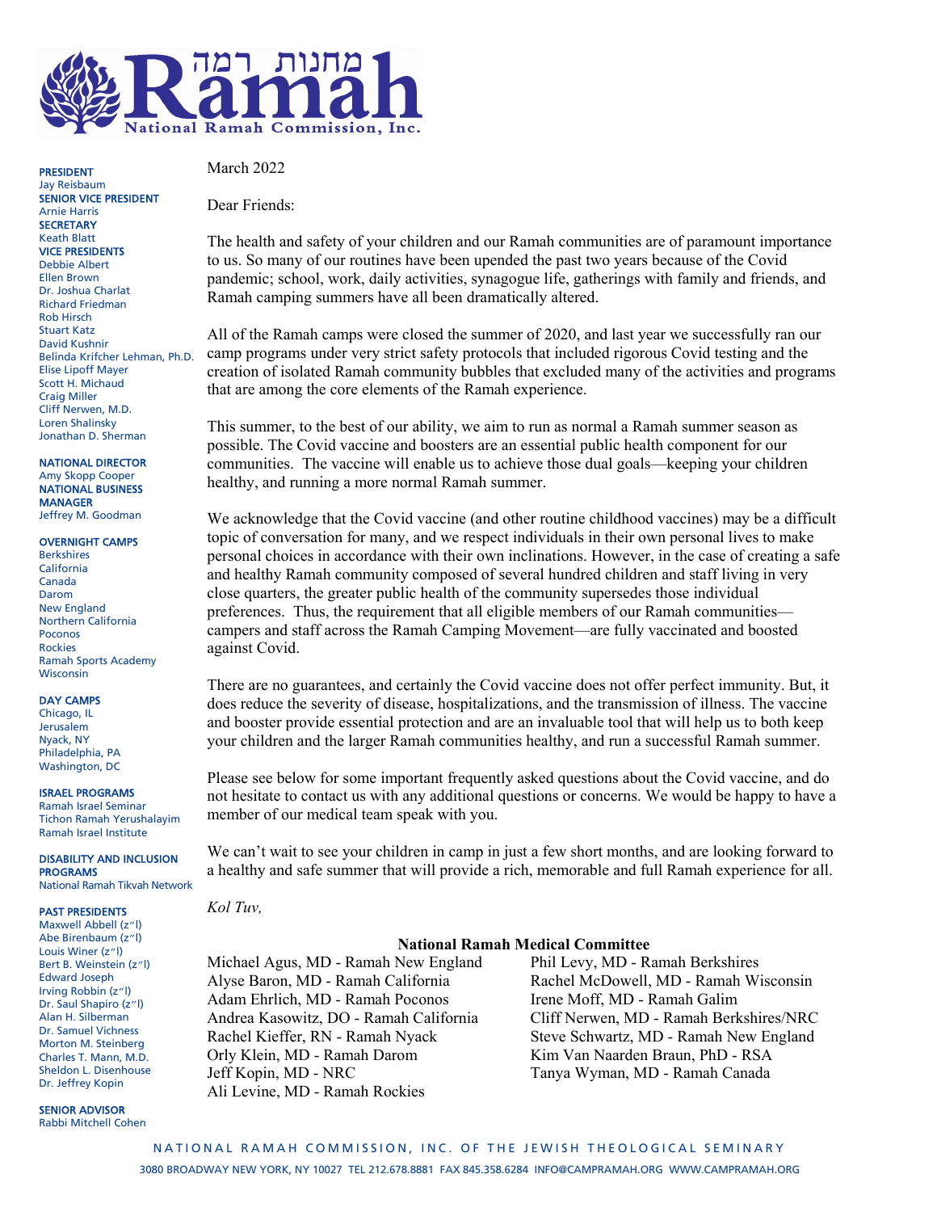מחנות רמה

# Ramah

National Ramah Commission, Inc.

**PRESIDENT**
Jay Reisbaum
**SENIOR VICE PRESIDENT**
Arnie Harris
**SECRETARY**
Keath Blatt
**VICE PRESIDENTS**
Debbie Albert
Ellen Brown
Dr. Joshua Charlat
Richard Friedman
Rob Hirsch
Stuart Katz
David Kushnir
Belinda Krifcher Lehman, Ph.D.
Elise Lipoff Mayer
Scott H. Michaud
Craig Miller
Cliff Nerwen, M.D.
Loren Shalinsky
Jonathan D. Sherman

**NATIONAL DIRECTOR**
Amy Skopp Cooper
**NATIONAL BUSINESS MANAGER**
Jeffrey M. Goodman

**OVERNIGHT CAMPS**
Berkshires
California
Canada
Darom
New England
Northern California
Poconos
Rockies
Ramah Sports Academy
Wisconsin

**DAY CAMPS**
Chicago, IL
Jerusalem
Nyack, NY
Philadelphia, PA
Washington, DC

**ISRAEL PROGRAMS**
Ramah Israel Seminar
Tichon Ramah Yerushalayim
Ramah Israel Institute

**DISABILITY AND INCLUSION PROGRAMS**
National Ramah Tikvah Network

**PAST PRESIDENTS**
Maxwell Abbell (z"l)
Abe Birenbaum (z"l)
Louis Winer (z"l)
Bert B. Weinstein (z"l)
Edward Joseph
Irving Robbin (z"l)
Dr. Saul Shapiro (z"l)
Alan H. Silberman
Dr. Samuel Vichness
Morton M. Steinberg
Charles T. Mann, M.D.
Sheldon L. Disenhouse
Dr. Jeffrey Kopin

**SENIOR ADVISOR**
Rabbi Mitchell Cohen

March 2022

Dear Friends:

The health and safety of your children and our Ramah communities are of paramount importance to us. So many of our routines have been upended the past two years because of the Covid pandemic; school, work, daily activities, synagogue life, gatherings with family and friends, and Ramah camping summers have all been dramatically altered.

All of the Ramah camps were closed the summer of 2020, and last year we successfully ran our camp programs under very strict safety protocols that included rigorous Covid testing and the creation of isolated Ramah community bubbles that excluded many of the activities and programs that are among the core elements of the Ramah experience.

This summer, to the best of our ability, we aim to run as normal a Ramah summer season as possible. The Covid vaccine and boosters are an essential public health component for our communities. The vaccine will enable us to achieve those dual goals—keeping your children healthy, and running a more normal Ramah summer.

We acknowledge that the Covid vaccine (and other routine childhood vaccines) may be a difficult topic of conversation for many, and we respect individuals in their own personal lives to make personal choices in accordance with their own inclinations. However, in the case of creating a safe and healthy Ramah community composed of several hundred children and staff living in very close quarters, the greater public health of the community supersedes those individual preferences. Thus, the requirement that all eligible members of our Ramah communities—campers and staff across the Ramah Camping Movement—are fully vaccinated and boosted against Covid.

There are no guarantees, and certainly the Covid vaccine does not offer perfect immunity. But, it does reduce the severity of disease, hospitalizations, and the transmission of illness. The vaccine and booster provide essential protection and are an invaluable tool that will help us to both keep your children and the larger Ramah communities healthy, and run a successful Ramah summer.

Please see below for some important frequently asked questions about the Covid vaccine, and do not hesitate to contact us with any additional questions or concerns. We would be happy to have a member of our medical team speak with you.

We can't wait to see your children in camp in just a few short months, and are looking forward to a healthy and safe summer that will provide a rich, memorable and full Ramah experience for all.

*Kol Tuv,*

**National Ramah Medical Committee**

Michael Agus, MD - Ramah New England
Alyse Baron, MD - Ramah California
Adam Ehrlich, MD - Ramah Poconos
Andrea Kasowitz, DO - Ramah California
Rachel Kieffer, RN - Ramah Nyack
Orly Klein, MD - Ramah Darom
Jeff Kopin, MD - NRC
Ali Levine, MD - Ramah Rockies
Phil Levy, MD - Ramah Berkshires
Rachel McDowell, MD - Ramah Wisconsin
Irene Moff, MD - Ramah Galim
Cliff Nerwen, MD - Ramah Berkshires/NRC
Steve Schwartz, MD - Ramah New England
Kim Van Naarden Braun, PhD - RSA
Tanya Wyman, MD - Ramah Canada

NATIONAL RAMAH COMMISSION, INC. OF THE JEWISH THEOLOGICAL SEMINARY
3080 BROADWAY NEW YORK, NY 10027 TEL 212.678.8881 FAX 845.358.6284 INFO@CAMPRAMAH.ORG WWW.CAMPRAMAH.ORG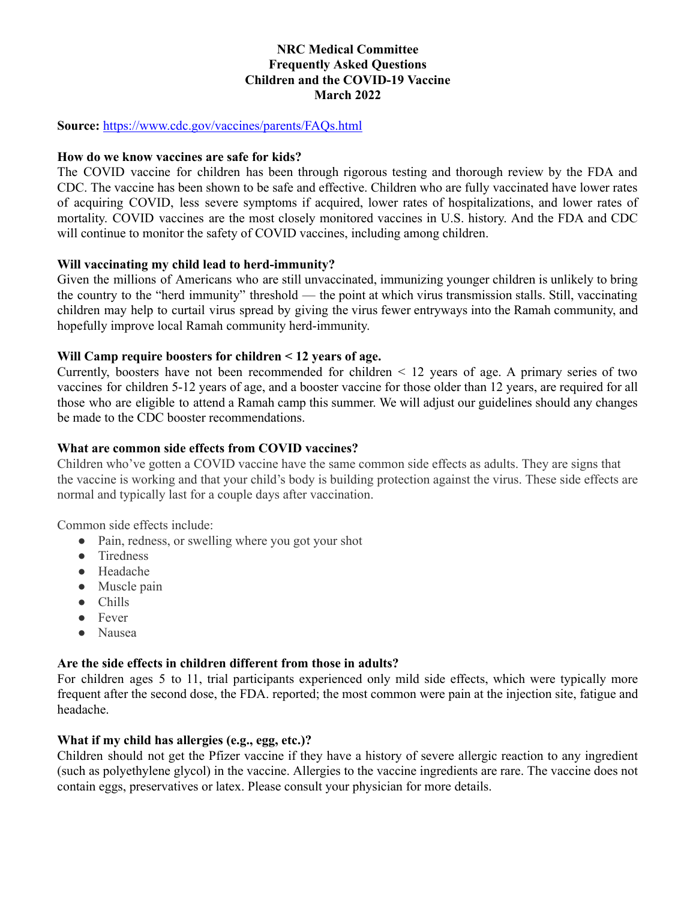**NRC Medical Committee**
**Frequently Asked Questions**
**Children and the COVID-19 Vaccine**
**March 2022**

**Source:** [https://www.cdc.gov/vaccines/parents/FAQs.html](https://www.cdc.gov/vaccines/parents/FAQs.html)

**How do we know vaccines are safe for kids?**

The COVID vaccine for children has been through rigorous testing and thorough review by the FDA and CDC. The vaccine has been shown to be safe and effective. Children who are fully vaccinated have lower rates of acquiring COVID, less severe symptoms if acquired, lower rates of hospitalizations, and lower rates of mortality. COVID vaccines are the most closely monitored vaccines in U.S. history. And the FDA and CDC will continue to monitor the safety of COVID vaccines, including among children.

**Will vaccinating my child lead to herd-immunity?**

Given the millions of Americans who are still unvaccinated, immunizing younger children is unlikely to bring the country to the "herd immunity" threshold — the point at which virus transmission stalls. Still, vaccinating children may help to curtail virus spread by giving the virus fewer entryways into the Ramah community, and hopefully improve local Ramah community herd-immunity.

**Will Camp require boosters for children < 12 years of age.**

Currently, boosters have not been recommended for children < 12 years of age. A primary series of two vaccines for children 5-12 years of age, and a booster vaccine for those older than 12 years, are required for all those who are eligible to attend a Ramah camp this summer. We will adjust our guidelines should any changes be made to the CDC booster recommendations.

**What are common side effects from COVID vaccines?**

Children who've gotten a COVID vaccine have the same common side effects as adults. They are signs that the vaccine is working and that your child's body is building protection against the virus. These side effects are normal and typically last for a couple days after vaccination.

Common side effects include:

- Pain, redness, or swelling where you got your shot
- Tiredness
- Headache
- Muscle pain
- Chills
- Fever
- Nausea

**Are the side effects in children different from those in adults?**

For children ages 5 to 11, trial participants experienced only mild side effects, which were typically more frequent after the second dose, the FDA. reported; the most common were pain at the injection site, fatigue and headache.

**What if my child has allergies (e.g., egg, etc.)?**

Children should not get the Pfizer vaccine if they have a history of severe allergic reaction to any ingredient (such as polyethylene glycol) in the vaccine. Allergies to the vaccine ingredients are rare. The vaccine does not contain eggs, preservatives or latex. Please consult your physician for more details.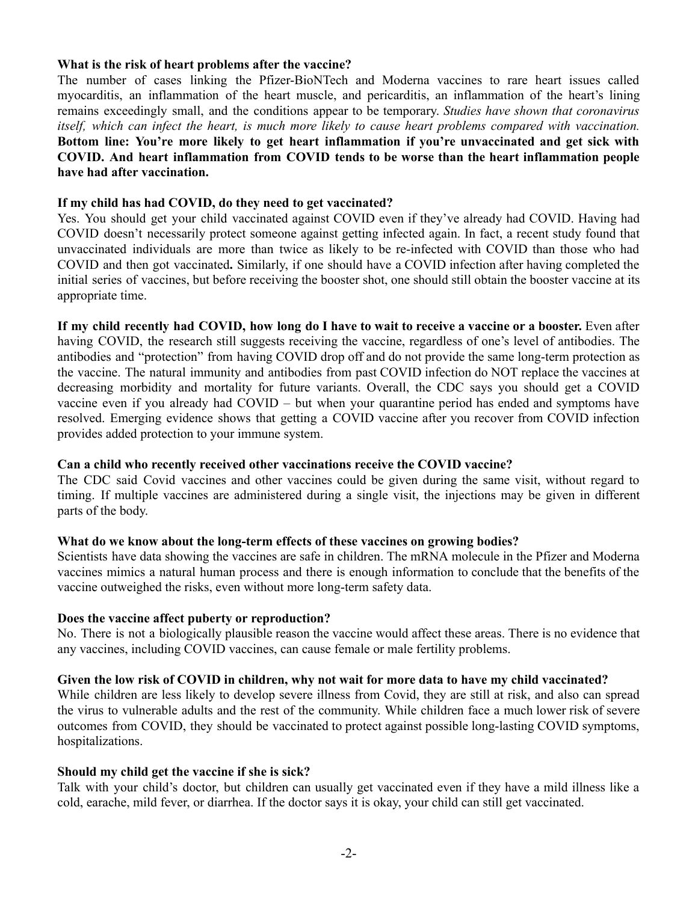**What is the risk of heart problems after the vaccine?**

The number of cases linking the Pfizer-BioNTech and Moderna vaccines to rare heart issues called myocarditis, an inflammation of the heart muscle, and pericarditis, an inflammation of the heart's lining remains exceedingly small, and the conditions appear to be temporary. *Studies have shown that coronavirus itself, which can infect the heart, is much more likely to cause heart problems compared with vaccination.* **Bottom line: You're more likely to get heart inflammation if you're unvaccinated and get sick with COVID. And heart inflammation from COVID tends to be worse than the heart inflammation people have had after vaccination.**

**If my child has had COVID, do they need to get vaccinated?**

Yes. You should get your child vaccinated against COVID even if they've already had COVID. Having had COVID doesn't necessarily protect someone against getting infected again. In fact, a recent study found that unvaccinated individuals are more than twice as likely to be re-infected with COVID than those who had COVID and then got vaccinated**.** Similarly, if one should have a COVID infection after having completed the initial series of vaccines, but before receiving the booster shot, one should still obtain the booster vaccine at its appropriate time.

**If my child recently had COVID, how long do I have to wait to receive a vaccine or a booster.** Even after having COVID, the research still suggests receiving the vaccine, regardless of one's level of antibodies. The antibodies and "protection" from having COVID drop off and do not provide the same long-term protection as the vaccine. The natural immunity and antibodies from past COVID infection do NOT replace the vaccines at decreasing morbidity and mortality for future variants. Overall, the CDC says you should get a COVID vaccine even if you already had COVID – but when your quarantine period has ended and symptoms have resolved. Emerging evidence shows that getting a COVID vaccine after you recover from COVID infection provides added protection to your immune system.

**Can a child who recently received other vaccinations receive the COVID vaccine?**

The CDC said Covid vaccines and other vaccines could be given during the same visit, without regard to timing. If multiple vaccines are administered during a single visit, the injections may be given in different parts of the body.

**What do we know about the long-term effects of these vaccines on growing bodies?**

Scientists have data showing the vaccines are safe in children. The mRNA molecule in the Pfizer and Moderna vaccines mimics a natural human process and there is enough information to conclude that the benefits of the vaccine outweighed the risks, even without more long-term safety data.

**Does the vaccine affect puberty or reproduction?**

No. There is not a biologically plausible reason the vaccine would affect these areas. There is no evidence that any vaccines, including COVID vaccines, can cause female or male fertility problems.

**Given the low risk of COVID in children, why not wait for more data to have my child vaccinated?**

While children are less likely to develop severe illness from Covid, they are still at risk, and also can spread the virus to vulnerable adults and the rest of the community. While children face a much lower risk of severe outcomes from COVID, they should be vaccinated to protect against possible long-lasting COVID symptoms, hospitalizations.

**Should my child get the vaccine if she is sick?**

Talk with your child's doctor, but children can usually get vaccinated even if they have a mild illness like a cold, earache, mild fever, or diarrhea. If the doctor says it is okay, your child can still get vaccinated.